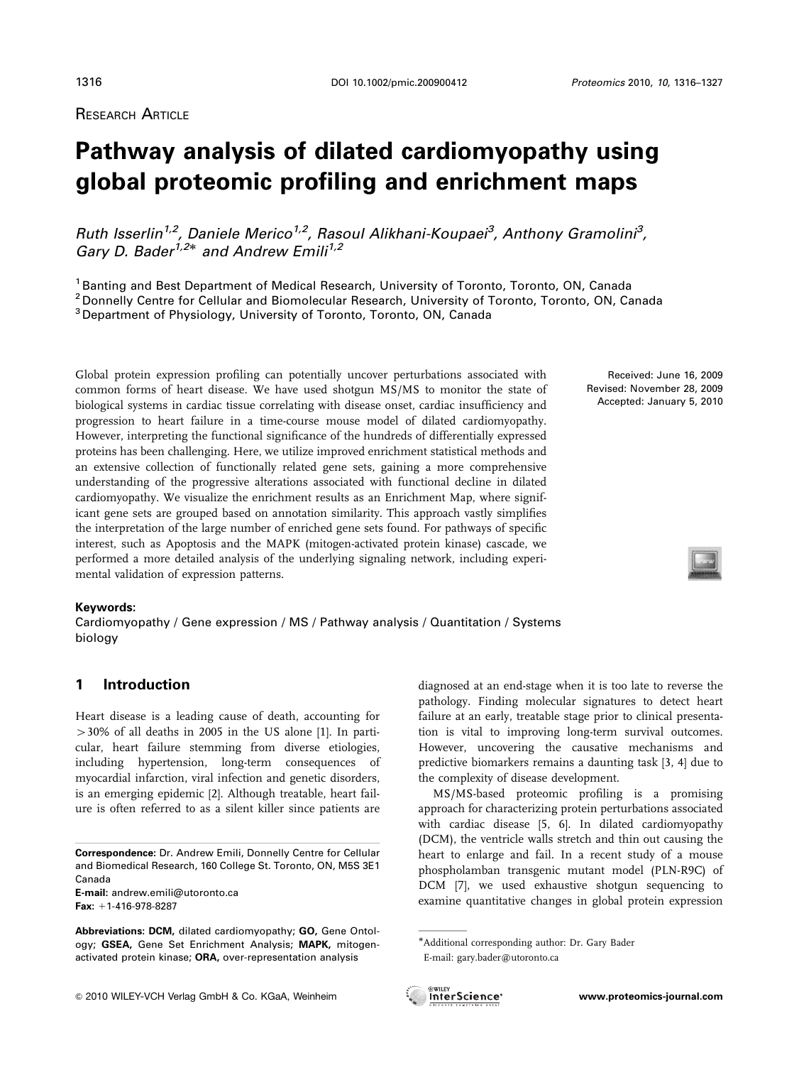Research Article

# Pathway analysis of dilated cardiomyopathy using global proteomic profiling and enrichment maps

*Ruth Isserlin[1,2], Daniele Merico[1,2], Rasoul Alikhani-Koupaei[3], Anthony Gramolini[3], Gary D. Bader[1,2]\* and Andrew Emili[1,2]*

[1] Banting and Best Department of Medical Research, University of Toronto, Toronto, ON, Canada
[2] Donnelly Centre for Cellular and Biomolecular Research, University of Toronto, Toronto, ON, Canada
[3] Department of Physiology, University of Toronto, Toronto, ON, Canada

Received: June 16, 2009
Revised: November 28, 2009
Accepted: January 5, 2010

Global protein expression profiling can potentially uncover perturbations associated with common forms of heart disease. We have used shotgun MS/MS to monitor the state of biological systems in cardiac tissue correlating with disease onset, cardiac insufficiency and progression to heart failure in a time-course mouse model of dilated cardiomyopathy. However, interpreting the functional significance of the hundreds of differentially expressed proteins has been challenging. Here, we utilize improved enrichment statistical methods and an extensive collection of functionally related gene sets, gaining a more comprehensive understanding of the progressive alterations associated with functional decline in dilated cardiomyopathy. We visualize the enrichment results as an Enrichment Map, where significant gene sets are grouped based on annotation similarity. This approach vastly simplifies the interpretation of the large number of enriched gene sets found. For pathways of specific interest, such as Apoptosis and the MAPK (mitogen-activated protein kinase) cascade, we performed a more detailed analysis of the underlying signaling network, including experimental validation of expression patterns.

**Keywords:**
Cardiomyopathy / Gene expression / MS / Pathway analysis / Quantitation / Systems biology

## 1 Introduction

Heart disease is a leading cause of death, accounting for >30% of all deaths in 2005 in the US alone [1]. In particular, heart failure stemming from diverse etiologies, including hypertension, long-term consequences of myocardial infarction, viral infection and genetic disorders, is an emerging epidemic [2]. Although treatable, heart failure is often referred to as a silent killer since patients are diagnosed at an end-stage when it is too late to reverse the pathology. Finding molecular signatures to detect heart failure at an early, treatable stage prior to clinical presentation is vital to improving long-term survival outcomes. However, uncovering the causative mechanisms and predictive biomarkers remains a daunting task [3, 4] due to the complexity of disease development.

MS/MS-based proteomic profiling is a promising approach for characterizing protein perturbations associated with cardiac disease [5, 6]. In dilated cardiomyopathy (DCM), the ventricle walls stretch and thin out causing the heart to enlarge and fail. In a recent study of a mouse phospholamban transgenic mutant model (PLN-R9C) of DCM [7], we used exhaustive shotgun sequencing to examine quantitative changes in global protein expression

**Correspondence:** Dr. Andrew Emili, Donnelly Centre for Cellular and Biomedical Research, 160 College St. Toronto, ON, M5S 3E1 Canada
**E-mail:** andrew.emili@utoronto.ca
**Fax:** +1-416-978-8287

**Abbreviations: DCM,** dilated cardiomyopathy; **GO,** Gene Ontology; **GSEA,** Gene Set Enrichment Analysis; **MAPK,** mitogen-activated protein kinase; **ORA,** over-representation analysis

\*Additional corresponding author: Dr. Gary Bader
E-mail: gary.bader@utoronto.ca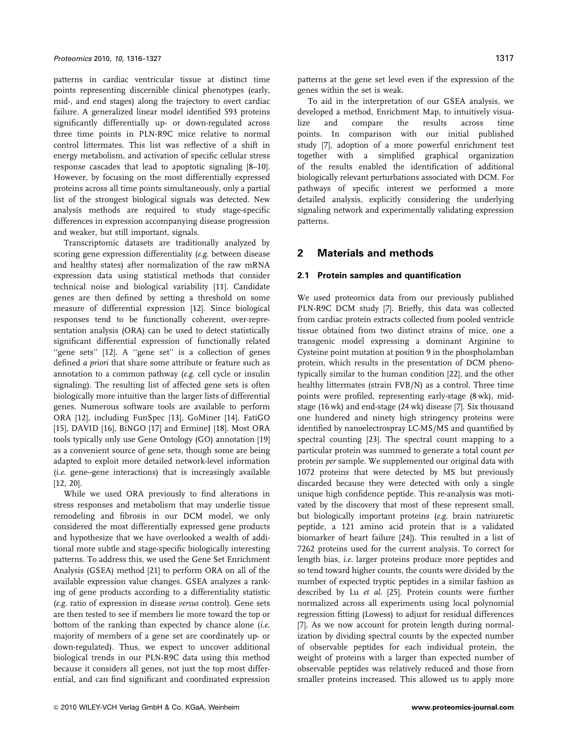patterns in cardiac ventricular tissue at distinct time points representing discernible clinical phenotypes (early, mid-, and end stages) along the trajectory to overt cardiac failure. A generalized linear model identified 593 proteins significantly differentially up- or down-regulated across three time points in PLN-R9C mice relative to normal control littermates. This list was reflective of a shift in energy metabolism, and activation of specific cellular stress response cascades that lead to apoptotic signaling [8–10]. However, by focusing on the most differentially expressed proteins across all time points simultaneously, only a partial list of the strongest biological signals was detected. New analysis methods are required to study stage-specific differences in expression accompanying disease progression and weaker, but still important, signals.

Transcriptomic datasets are traditionally analyzed by scoring gene expression differentiality (*e.g.* between disease and healthy states) after normalization of the raw mRNA expression data using statistical methods that consider technical noise and biological variability [11]. Candidate genes are then defined by setting a threshold on some measure of differential expression [12]. Since biological responses tend to be functionally coherent, over-representation analysis (ORA) can be used to detect statistically significant differential expression of functionally related "gene sets" [12]. A "gene set" is a collection of genes defined *a priori* that share some attribute or feature such as annotation to a common pathway (*e.g.* cell cycle or insulin signaling). The resulting list of affected gene sets is often biologically more intuitive than the larger lists of differential genes. Numerous software tools are available to perform ORA [12], including FunSpec [13], GoMiner [14], FatiGO [15], DAVID [16], BiNGO [17] and ErmineJ [18]. Most ORA tools typically only use Gene Ontology (GO) annotation [19] as a convenient source of gene sets, though some are being adapted to exploit more detailed network-level information (*i.e.* gene–gene interactions) that is increasingly available [12, 20].

While we used ORA previously to find alterations in stress responses and metabolism that may underlie tissue remodeling and fibrosis in our DCM model, we only considered the most differentially expressed gene products and hypothesize that we have overlooked a wealth of additional more subtle and stage-specific biologically interesting patterns. To address this, we used the Gene Set Enrichment Analysis (GSEA) method [21] to perform ORA on all of the available expression value changes. GSEA analyzes a ranking of gene products according to a differentiality statistic (*e.g.* ratio of expression in disease *versus* control). Gene sets are then tested to see if members lie more toward the top or bottom of the ranking than expected by chance alone (*i.e.* majority of members of a gene set are coordinately up- or down-regulated). Thus, we expect to uncover additional biological trends in our PLN-R9C data using this method because it considers all genes, not just the top most differential, and can find significant and coordinated expression patterns at the gene set level even if the expression of the genes within the set is weak.

To aid in the interpretation of our GSEA analysis, we developed a method, Enrichment Map, to intuitively visualize and compare the results across time points. In comparison with our initial published study [7], adoption of a more powerful enrichment test together with a simplified graphical organization of the results enabled the identification of additional biologically relevant perturbations associated with DCM. For pathways of specific interest we performed a more detailed analysis, explicitly considering the underlying signaling network and experimentally validating expression patterns.

## 2 Materials and methods

### 2.1 Protein samples and quantification

We used proteomics data from our previously published PLN-R9C DCM study [7]. Briefly, this data was collected from cardiac protein extracts collected from pooled ventricle tissue obtained from two distinct strains of mice, one a transgenic model expressing a dominant Arginine to Cysteine point mutation at position 9 in the phospholamban protein, which results in the presentation of DCM phenotypically similar to the human condition [22], and the other healthy littermates (strain FVB/N) as a control. Three time points were profiled, representing early-stage (8 wk), mid-stage (16 wk) and end-stage (24 wk) disease [7]. Six thousand one hundered and ninety high stringency proteins were identified by nanoelectrospray LC-MS/MS and quantified by spectral counting [23]. The spectral count mapping to a particular protein was summed to generate a total count *per* protein *per* sample. We supplemented our original data with 1072 proteins that were detected by MS but previously discarded because they were detected with only a single unique high confidence peptide. This re-analysis was motivated by the discovery that most of these represent small, but biologically important proteins (*e.g.* brain natriuretic peptide, a 121 amino acid protein that is a validated biomarker of heart failure [24]). This resulted in a list of 7262 proteins used for the current analysis. To correct for length bias, *i.e.* larger proteins produce more peptides and so tend toward higher counts, the counts were divided by the number of expected tryptic peptides in a similar fashion as described by Lu *et al.* [25]. Protein counts were further normalized across all experiments using local polynomial regression fitting (Lowess) to adjust for residual differences [7]. As we now account for protein length during normalization by dividing spectral counts by the expected number of observable peptides for each individual protein, the weight of proteins with a larger than expected number of observable peptides was relatively reduced and those from smaller proteins increased. This allowed us to apply more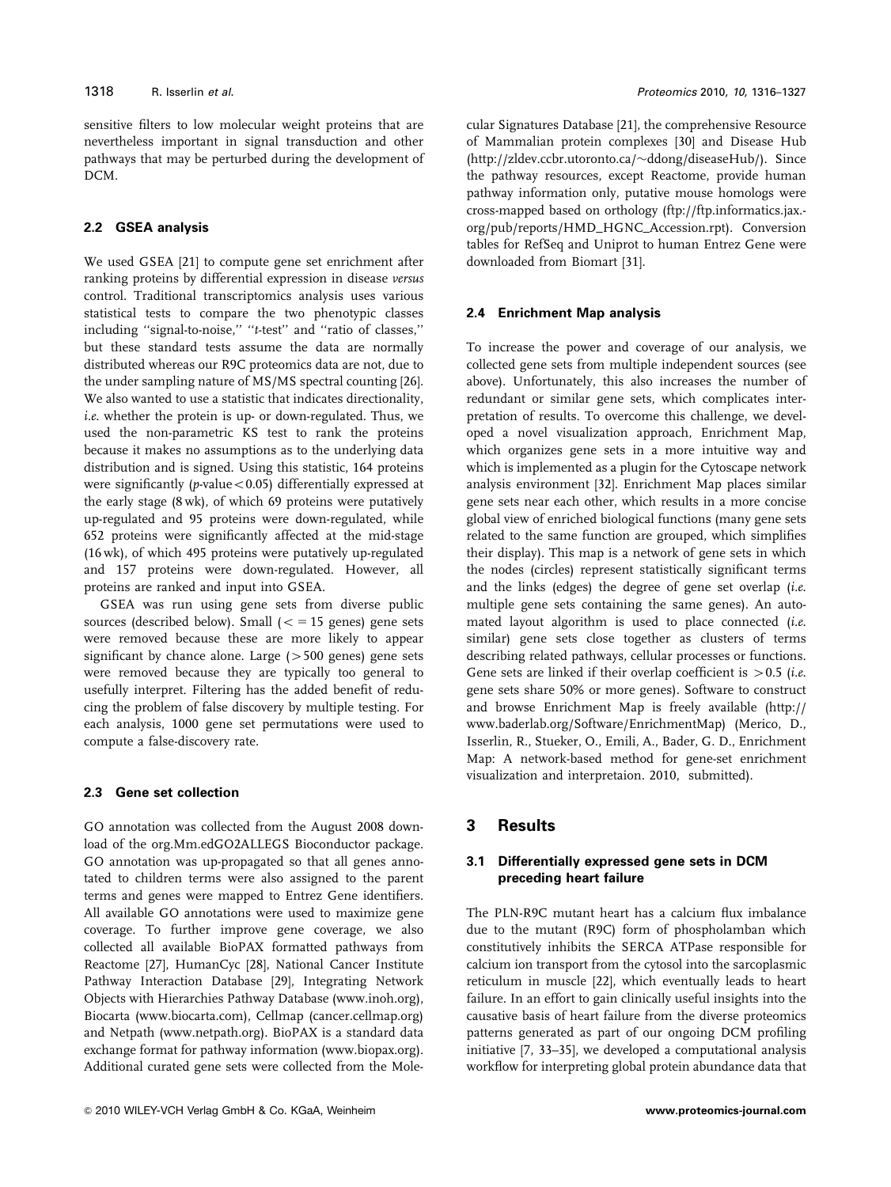sensitive filters to low molecular weight proteins that are nevertheless important in signal transduction and other pathways that may be perturbed during the development of DCM.

### 2.2 GSEA analysis

We used GSEA [21] to compute gene set enrichment after ranking proteins by differential expression in disease *versus* control. Traditional transcriptomics analysis uses various statistical tests to compare the two phenotypic classes including "signal-to-noise," "*t*-test" and "ratio of classes," but these standard tests assume the data are normally distributed whereas our R9C proteomics data are not, due to the under sampling nature of MS/MS spectral counting [26]. We also wanted to use a statistic that indicates directionality, *i.e.* whether the protein is up- or down-regulated. Thus, we used the non-parametric KS test to rank the proteins because it makes no assumptions as to the underlying data distribution and is signed. Using this statistic, 164 proteins were significantly ($p$-value $<0.05$) differentially expressed at the early stage (8 wk), of which 69 proteins were putatively up-regulated and 95 proteins were down-regulated, while 652 proteins were significantly affected at the mid-stage (16 wk), of which 495 proteins were putatively up-regulated and 157 proteins were down-regulated. However, all proteins are ranked and input into GSEA.

GSEA was run using gene sets from diverse public sources (described below). Small ($<=15$ genes) gene sets were removed because these are more likely to appear significant by chance alone. Large ($>500$ genes) gene sets were removed because they are typically too general to usefully interpret. Filtering has the added benefit of reducing the problem of false discovery by multiple testing. For each analysis, 1000 gene set permutations were used to compute a false-discovery rate.

### 2.3 Gene set collection

GO annotation was collected from the August 2008 download of the org.Mm.edGO2ALLEGS Bioconductor package. GO annotation was up-propagated so that all genes annotated to children terms were also assigned to the parent terms and genes were mapped to Entrez Gene identifiers. All available GO annotations were used to maximize gene coverage. To further improve gene coverage, we also collected all available BioPAX formatted pathways from Reactome [27], HumanCyc [28], National Cancer Institute Pathway Interaction Database [29], Integrating Network Objects with Hierarchies Pathway Database (www.inoh.org), Biocarta (www.biocarta.com), Cellmap (cancer.cellmap.org) and Netpath (www.netpath.org). BioPAX is a standard data exchange format for pathway information (www.biopax.org). Additional curated gene sets were collected from the Molecular Signatures Database [21], the comprehensive Resource of Mammalian protein complexes [30] and Disease Hub (http://zldev.ccbr.utoronto.ca/~ddong/diseaseHub/). Since the pathway resources, except Reactome, provide human pathway information only, putative mouse homologs were cross-mapped based on orthology (ftp://ftp.informatics.jax.org/pub/reports/HMD_HGNC_Accession.rpt). Conversion tables for RefSeq and Uniprot to human Entrez Gene were downloaded from Biomart [31].

### 2.4 Enrichment Map analysis

To increase the power and coverage of our analysis, we collected gene sets from multiple independent sources (see above). Unfortunately, this also increases the number of redundant or similar gene sets, which complicates interpretation of results. To overcome this challenge, we developed a novel visualization approach, Enrichment Map, which organizes gene sets in a more intuitive way and which is implemented as a plugin for the Cytoscape network analysis environment [32]. Enrichment Map places similar gene sets near each other, which results in a more concise global view of enriched biological functions (many gene sets related to the same function are grouped, which simplifies their display). This map is a network of gene sets in which the nodes (circles) represent statistically significant terms and the links (edges) the degree of gene set overlap (*i.e.* multiple gene sets containing the same genes). An automated layout algorithm is used to place connected (*i.e.* similar) gene sets close together as clusters of terms describing related pathways, cellular processes or functions. Gene sets are linked if their overlap coefficient is $>0.5$ (*i.e.* gene sets share 50% or more genes). Software to construct and browse Enrichment Map is freely available (http://www.baderlab.org/Software/EnrichmentMap) (Merico, D., Isserlin, R., Stueker, O., Emili, A., Bader, G. D., Enrichment Map: A network-based method for gene-set enrichment visualization and interpretaion. 2010, submitted).

## 3 Results

### 3.1 Differentially expressed gene sets in DCM preceding heart failure

The PLN-R9C mutant heart has a calcium flux imbalance due to the mutant (R9C) form of phospholamban which constitutively inhibits the SERCA ATPase responsible for calcium ion transport from the cytosol into the sarcoplasmic reticulum in muscle [22], which eventually leads to heart failure. In an effort to gain clinically useful insights into the causative basis of heart failure from the diverse proteomics patterns generated as part of our ongoing DCM profiling initiative [7, 33–35], we developed a computational analysis workflow for interpreting global protein abundance data that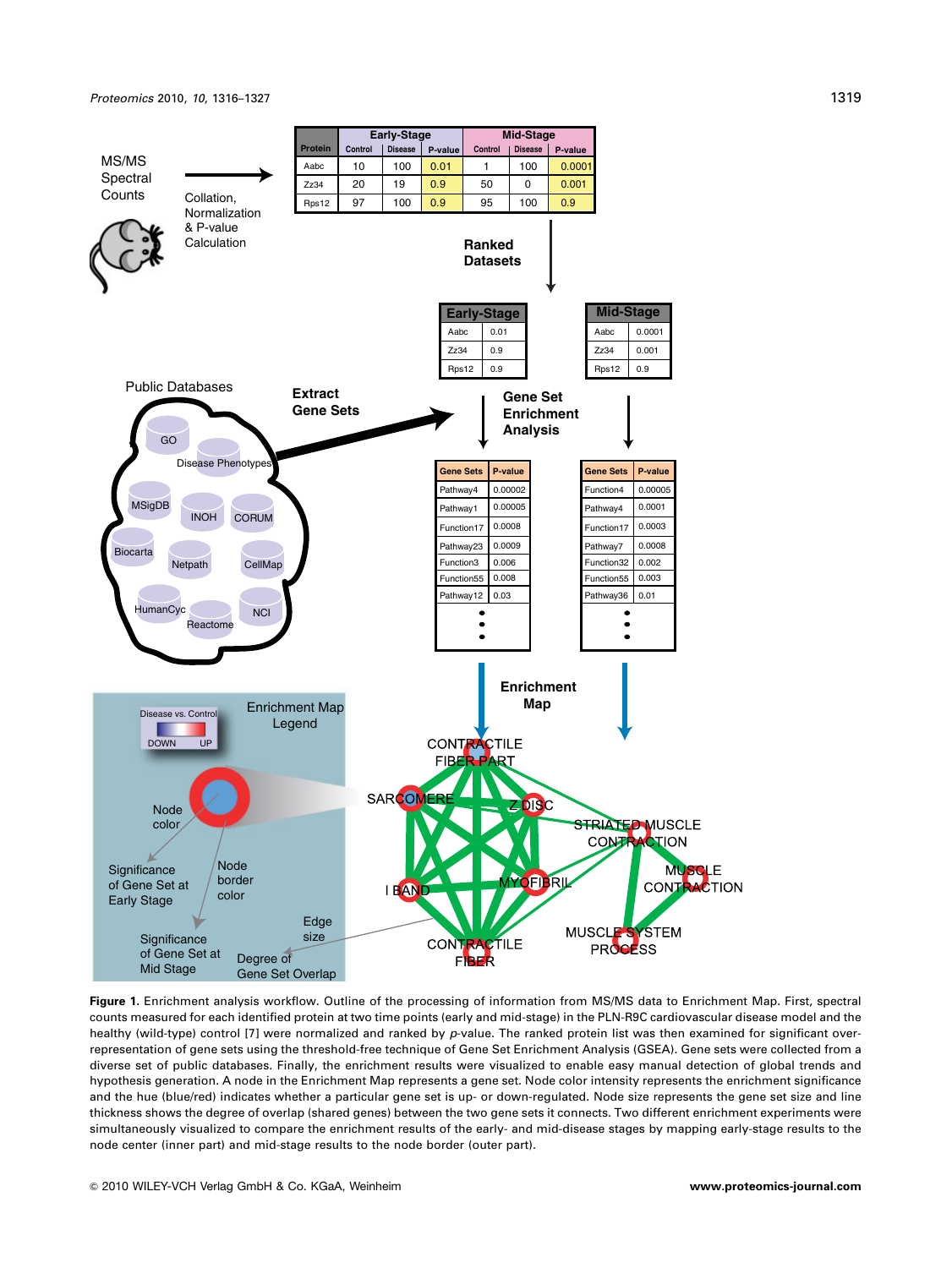**Figure 1.** Enrichment analysis workflow. Outline of the processing of information from MS/MS data to Enrichment Map. First, spectral counts measured for each identified protein at two time points (early and mid-stage) in the PLN-R9C cardiovascular disease model and the healthy (wild-type) control [7] were normalized and ranked by *p*-value. The ranked protein list was then examined for significant over-representation of gene sets using the threshold-free technique of Gene Set Enrichment Analysis (GSEA). Gene sets were collected from a diverse set of public databases. Finally, the enrichment results were visualized to enable easy manual detection of global trends and hypothesis generation. A node in the Enrichment Map represents a gene set. Node color intensity represents the enrichment significance and the hue (blue/red) indicates whether a particular gene set is up- or down-regulated. Node size represents the gene set size and line thickness shows the degree of overlap (shared genes) between the two gene sets it connects. Two different enrichment experiments were simultaneously visualized to compare the enrichment results of the early- and mid-disease stages by mapping early-stage results to the node center (inner part) and mid-stage results to the node border (outer part).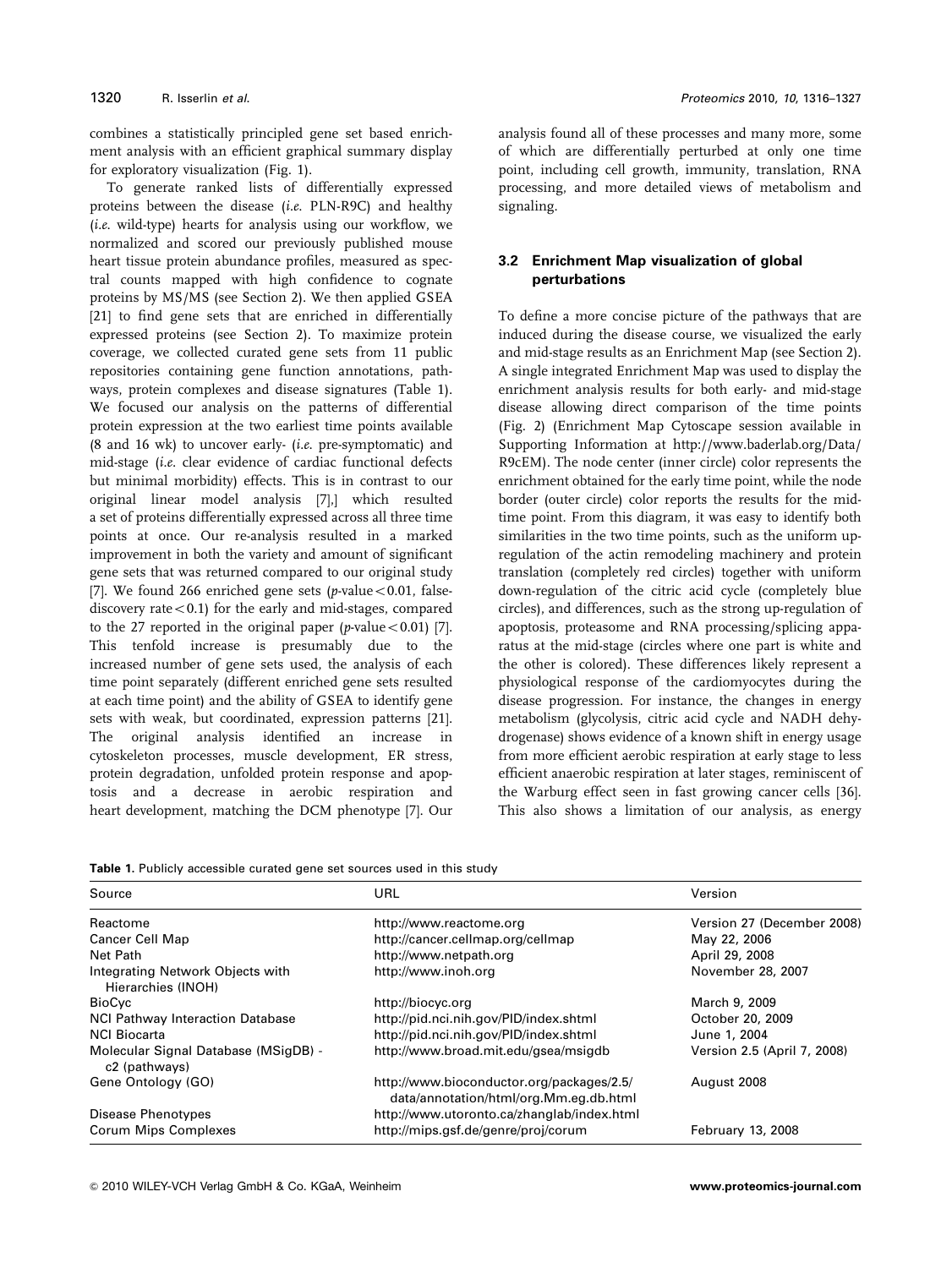combines a statistically principled gene set based enrichment analysis with an efficient graphical summary display for exploratory visualization (Fig. 1).

To generate ranked lists of differentially expressed proteins between the disease (*i.e.* PLN-R9C) and healthy (*i.e.* wild-type) hearts for analysis using our workflow, we normalized and scored our previously published mouse heart tissue protein abundance profiles, measured as spectral counts mapped with high confidence to cognate proteins by MS/MS (see Section 2). We then applied GSEA [21] to find gene sets that are enriched in differentially expressed proteins (see Section 2). To maximize protein coverage, we collected curated gene sets from 11 public repositories containing gene function annotations, pathways, protein complexes and disease signatures (Table 1). We focused our analysis on the patterns of differential protein expression at the two earliest time points available (8 and 16 wk) to uncover early- (*i.e.* pre-symptomatic) and mid-stage (*i.e.* clear evidence of cardiac functional defects but minimal morbidity) effects. This is in contrast to our original linear model analysis [7],] which resulted a set of proteins differentially expressed across all three time points at once. Our re-analysis resulted in a marked improvement in both the variety and amount of significant gene sets that was returned compared to our original study [7]. We found 266 enriched gene sets ($p$-value $<0.01$, false-discovery rate $<0.1$) for the early and mid-stages, compared to the 27 reported in the original paper ($p$-value $<0.01$) [7]. This tenfold increase is presumably due to the increased number of gene sets used, the analysis of each time point separately (different enriched gene sets resulted at each time point) and the ability of GSEA to identify gene sets with weak, but coordinated, expression patterns [21]. The original analysis identified an increase in cytoskeleton processes, muscle development, ER stress, protein degradation, unfolded protein response and apoptosis and a decrease in aerobic respiration and heart development, matching the DCM phenotype [7]. Our analysis found all of these processes and many more, some of which are differentially perturbed at only one time point, including cell growth, immunity, translation, RNA processing, and more detailed views of metabolism and signaling.

### 3.2 Enrichment Map visualization of global perturbations

To define a more concise picture of the pathways that are induced during the disease course, we visualized the early and mid-stage results as an Enrichment Map (see Section 2). A single integrated Enrichment Map was used to display the enrichment analysis results for both early- and mid-stage disease allowing direct comparison of the time points (Fig. 2) (Enrichment Map Cytoscape session available in Supporting Information at http://www.baderlab.org/Data/R9cEM). The node center (inner circle) color represents the enrichment obtained for the early time point, while the node border (outer circle) color reports the results for the mid-time point. From this diagram, it was easy to identify both similarities in the two time points, such as the uniform up-regulation of the actin remodeling machinery and protein translation (completely red circles) together with uniform down-regulation of the citric acid cycle (completely blue circles), and differences, such as the strong up-regulation of apoptosis, proteasome and RNA processing/splicing apparatus at the mid-stage (circles where one part is white and the other is colored). These differences likely represent a physiological response of the cardiomyocytes during the disease progression. For instance, the changes in energy metabolism (glycolysis, citric acid cycle and NADH dehydrogenase) shows evidence of a known shift in energy usage from more efficient aerobic respiration at early stage to less efficient anaerobic respiration at later stages, reminiscent of the Warburg effect seen in fast growing cancer cells [36]. This also shows a limitation of our analysis, as energy

**Table 1.** Publicly accessible curated gene set sources used in this study

| Source | URL | Version |
|---|---|---|
| Reactome | http://www.reactome.org | Version 27 (December 2008) |
| Cancer Cell Map | http://cancer.cellmap.org/cellmap | May 22, 2006 |
| Net Path | http://www.netpath.org | April 29, 2008 |
| Integrating Network Objects with Hierarchies (INOH) | http://www.inoh.org | November 28, 2007 |
| BioCyc | http://biocyc.org | March 9, 2009 |
| NCI Pathway Interaction Database | http://pid.nci.nih.gov/PID/index.shtml | October 20, 2009 |
| NCI Biocarta | http://pid.nci.nih.gov/PID/index.shtml | June 1, 2004 |
| Molecular Signal Database (MSigDB) - c2 (pathways) | http://www.broad.mit.edu/gsea/msigdb | Version 2.5 (April 7, 2008) |
| Gene Ontology (GO) | http://www.bioconductor.org/packages/2.5/data/annotation/html/org.Mm.eg.db.html | August 2008 |
| Disease Phenotypes | http://www.utoronto.ca/zhanglab/index.html | |
| Corum Mips Complexes | http://mips.gsf.de/genre/proj/corum | February 13, 2008 |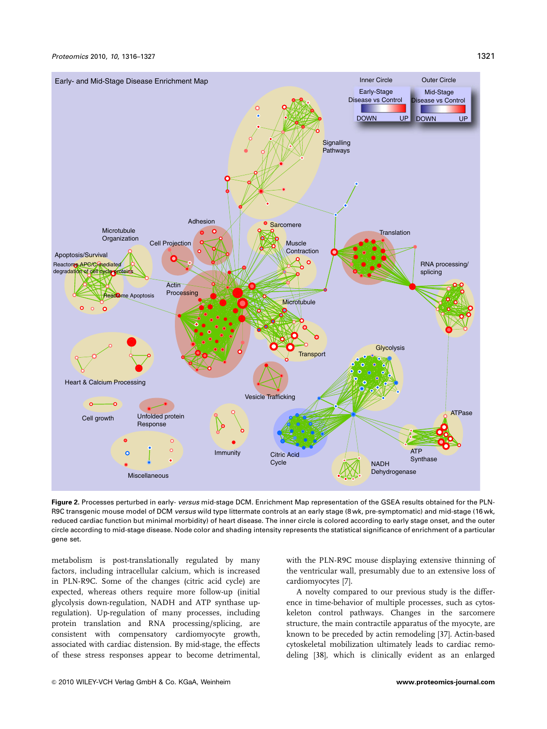**Figure 2.** Processes perturbed in early- *versus* mid-stage DCM. Enrichment Map representation of the GSEA results obtained for the PLN-R9C transgenic mouse model of DCM *versus* wild type littermate controls at an early stage (8 wk, pre-symptomatic) and mid-stage (16 wk, reduced cardiac function but minimal morbidity) of heart disease. The inner circle is colored according to early stage onset, and the outer circle according to mid-stage disease. Node color and shading intensity represents the statistical significance of enrichment of a particular gene set.

metabolism is post-translationally regulated by many factors, including intracellular calcium, which is increased in PLN-R9C. Some of the changes (citric acid cycle) are expected, whereas others require more follow-up (initial glycolysis down-regulation, NADH and ATP synthase up-regulation). Up-regulation of many processes, including protein translation and RNA processing/splicing, are consistent with compensatory cardiomyocyte growth, associated with cardiac distension. By mid-stage, the effects of these stress responses appear to become detrimental, with the PLN-R9C mouse displaying extensive thinning of the ventricular wall, presumably due to an extensive loss of cardiomyocytes [7].

A novelty compared to our previous study is the difference in time-behavior of multiple processes, such as cytoskeleton control pathways. Changes in the sarcomere structure, the main contractile apparatus of the myocyte, are known to be preceded by actin remodeling [37]. Actin-based cytoskeletal mobilization ultimately leads to cardiac remodeling [38], which is clinically evident as an enlarged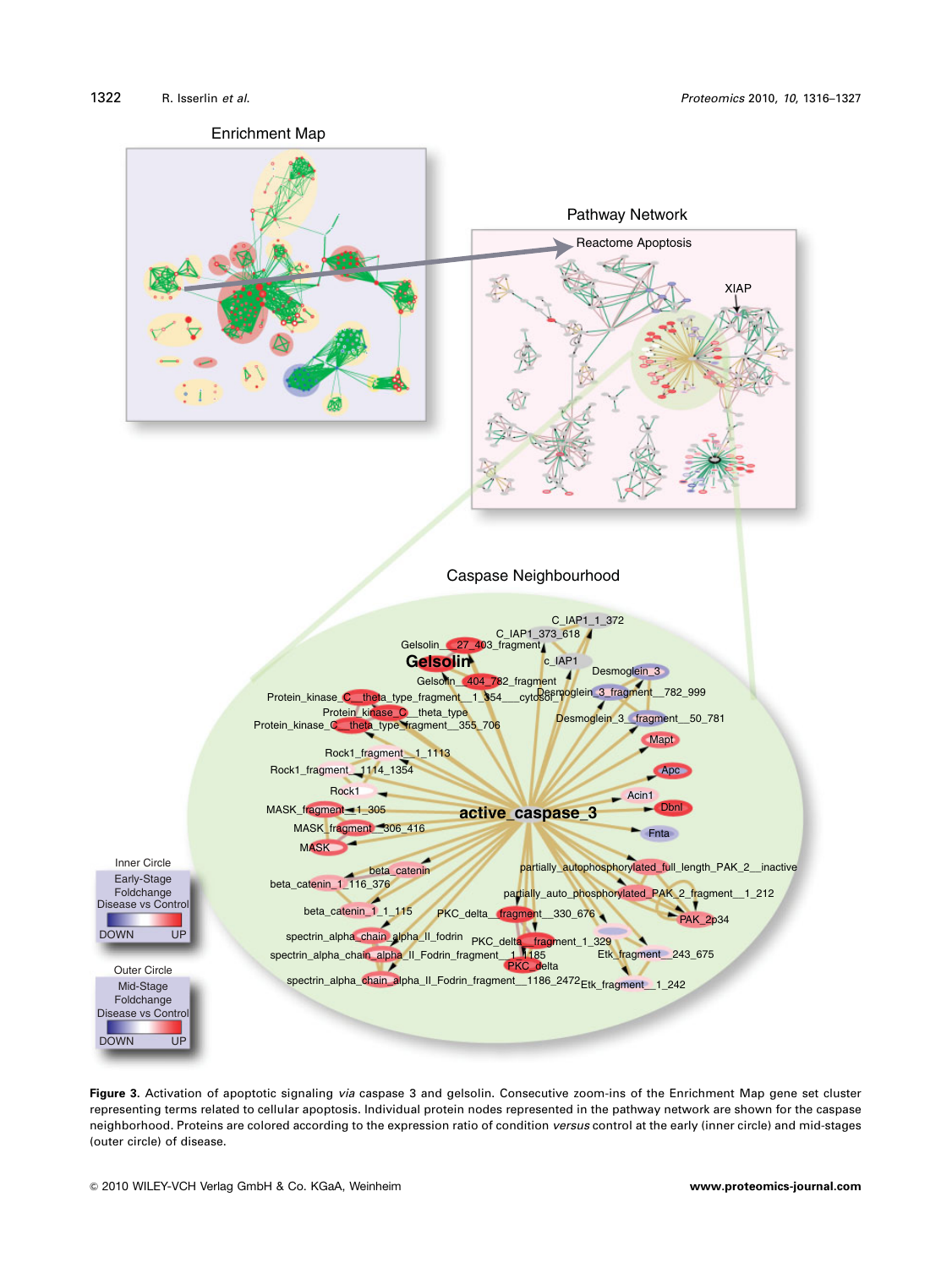**Figure 3.** Activation of apoptotic signaling *via* caspase 3 and gelsolin. Consecutive zoom-ins of the Enrichment Map gene set cluster representing terms related to cellular apoptosis. Individual protein nodes represented in the pathway network are shown for the caspase neighborhood. Proteins are colored according to the expression ratio of condition *versus* control at the early (inner circle) and mid-stages (outer circle) of disease.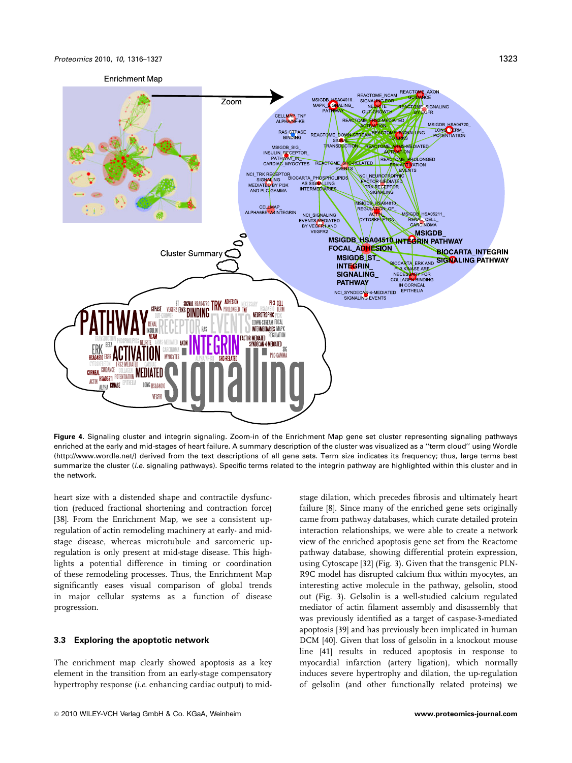**Figure 4.** Signaling cluster and integrin signaling. Zoom-in of the Enrichment Map gene set cluster representing signaling pathways enriched at the early and mid-stages of heart failure. A summary description of the cluster was visualized as a ''term cloud'' using Wordle (http://www.wordle.net/) derived from the term descriptions of all gene sets. Term size indicates its frequency; thus, large terms best summarize the cluster (*i.e.* signaling pathways). Specific terms related to the integrin pathway are highlighted within this cluster and in the network.

heart size with a distended shape and contractile dysfunction (reduced fractional shortening and contraction force) [38]. From the Enrichment Map, we see a consistent up-regulation of actin remodeling machinery at early- and mid-stage disease, whereas microtubule and sarcomeric up-regulation is only present at mid-stage disease. This highlights a potential difference in timing or coordination of these remodeling processes. Thus, the Enrichment Map significantly eases visual comparison of global trends in major cellular systems as a function of disease progression.

### 3.3 Exploring the apoptotic network

The enrichment map clearly showed apoptosis as a key element in the transition from an early-stage compensatory hypertrophy response (*i.e.* enhancing cardiac output) to mid-stage dilation, which precedes fibrosis and ultimately heart failure [8]. Since many of the enriched gene sets originally came from pathway databases, which curate detailed protein interaction relationships, we were able to create a network view of the enriched apoptosis gene set from the Reactome pathway database, showing differential protein expression, using Cytoscape [32] (Fig. 3). Given that the transgenic PLN-R9C model has disrupted calcium flux within myocytes, an interesting active molecule in the pathway, gelsolin, stood out (Fig. 3). Gelsolin is a well-studied calcium regulated mediator of actin filament assembly and disassembly that was previously identified as a target of caspase-3-mediated apoptosis [39] and has previously been implicated in human DCM [40]. Given that loss of gelsolin in a knockout mouse line [41] results in reduced apoptosis in response to myocardial infarction (artery ligation), which normally induces severe hypertrophy and dilation, the up-regulation of gelsolin (and other functionally related proteins) we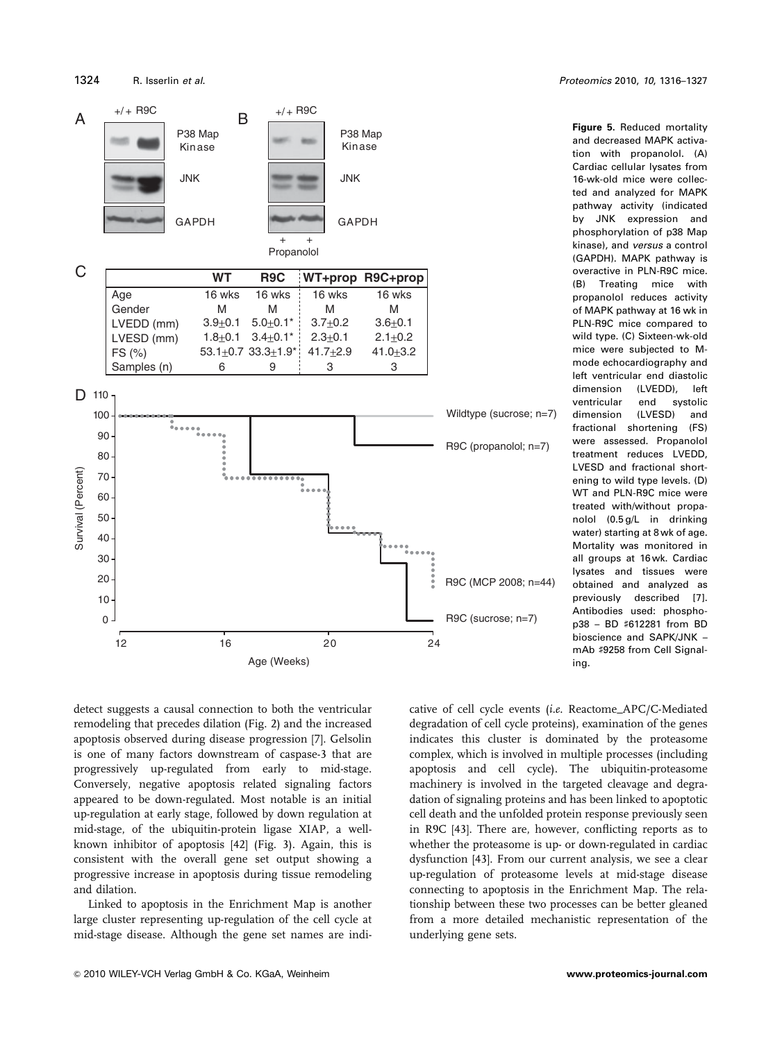| | WT | R9C | WT+prop | R9C+prop |
|---|---|---|---|---|
| Age | 16 wks | 16 wks | 16 wks | 16 wks |
| Gender | M | M | M | M |
| LVEDD (mm) | 3.9±0.1 | 5.0±0.1* | 3.7±0.2 | 3.6±0.1 |
| LVESD (mm) | 1.8±0.1 | 3.4±0.1* | 2.3±0.1 | 2.1±0.2 |
| FS (%) | 53.1±0.7 | 33.3±1.9* | 41.7±2.9 | 41.0±3.2 |
| Samples (n) | 6 | 9 | 3 | 3 |

**Figure 5.** Reduced mortality and decreased MAPK activation with propanolol. (A) Cardiac cellular lysates from 16-wk-old mice were collected and analyzed for MAPK pathway activity (indicated by JNK expression and phosphorylation of p38 Map kinase), and *versus* a control (GAPDH). MAPK pathway is overactive in PLN-R9C mice. (B) Treating mice with propanolol reduces activity of MAPK pathway at 16 wk in PLN-R9C mice compared to wild type. (C) Sixteen-wk-old mice were subjected to M-mode echocardiography and left ventricular end diastolic dimension (LVEDD), left ventricular end systolic dimension (LVESD) and fractional shortening (FS) were assessed. Propanolol treatment reduces LVEDD, LVESD and fractional shortening to wild type levels. (D) WT and PLN-R9C mice were treated with/without propanolol (0.5 g/L in drinking water) starting at 8 wk of age. Mortality was monitored in all groups at 16 wk. Cardiac lysates and tissues were obtained and analyzed as previously described [7]. Antibodies used: phospho-p38 – BD ♯612281 from BD bioscience and SAPK/JNK – mAb ♯9258 from Cell Signaling.

detect suggests a causal connection to both the ventricular remodeling that precedes dilation (Fig. 2) and the increased apoptosis observed during disease progression [7]. Gelsolin is one of many factors downstream of caspase-3 that are progressively up-regulated from early to mid-stage. Conversely, negative apoptosis related signaling factors appeared to be down-regulated. Most notable is an initial up-regulation at early stage, followed by down regulation at mid-stage, of the ubiquitin-protein ligase XIAP, a well-known inhibitor of apoptosis [42] (Fig. 3). Again, this is consistent with the overall gene set output showing a progressive increase in apoptosis during tissue remodeling and dilation.

Linked to apoptosis in the Enrichment Map is another large cluster representing up-regulation of the cell cycle at mid-stage disease. Although the gene set names are indicative of cell cycle events (*i.e.* Reactome_APC/C-Mediated degradation of cell cycle proteins), examination of the genes indicates this cluster is dominated by the proteasome complex, which is involved in multiple processes (including apoptosis and cell cycle). The ubiquitin-proteasome machinery is involved in the targeted cleavage and degradation of signaling proteins and has been linked to apoptotic cell death and the unfolded protein response previously seen in R9C [43]. There are, however, conflicting reports as to whether the proteasome is up- or down-regulated in cardiac dysfunction [43]. From our current analysis, we see a clear up-regulation of proteasome levels at mid-stage disease connecting to apoptosis in the Enrichment Map. The relationship between these two processes can be better gleaned from a more detailed mechanistic representation of the underlying gene sets.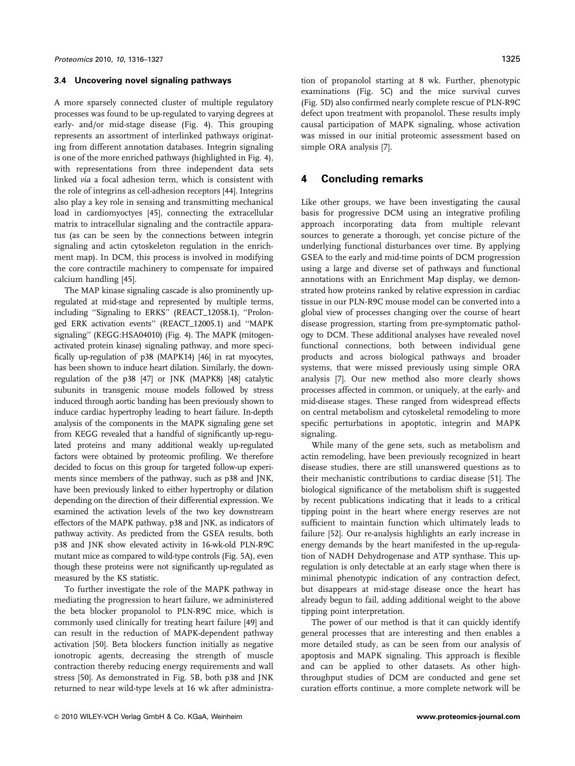### 3.4 Uncovering novel signaling pathways

A more sparsely connected cluster of multiple regulatory processes was found to be up-regulated to varying degrees at early- and/or mid-stage disease (Fig. 4). This grouping represents an assortment of interlinked pathways originating from different annotation databases. Integrin signaling is one of the more enriched pathways (highlighted in Fig. 4), with representations from three independent data sets linked *via* a focal adhesion term, which is consistent with the role of integrins as cell-adhesion receptors [44]. Integrins also play a key role in sensing and transmitting mechanical load in cardiomyoctyes [45], connecting the extracellular matrix to intracellular signaling and the contractile apparatus (as can be seen by the connections between integrin signaling and actin cytoskeleton regulation in the enrichment map). In DCM, this process is involved in modifying the core contractile machinery to compensate for impaired calcium handling [45].

The MAP kinase signaling cascade is also prominently up-regulated at mid-stage and represented by multiple terms, including "Signaling to ERKS" (REACT_12058.1), "Prolonged ERK activation events" (REACT_12005.1) and "MAPK signaling" (KEGG:HSA04010) (Fig. 4). The MAPK (mitogen-activated protein kinase) signaling pathway, and more specifically up-regulation of p38 (MAPK14) [46] in rat myocytes, has been shown to induce heart dilation. Similarly, the down-regulation of the p38 [47] or JNK (MAPK8) [48] catalytic subunits in transgenic mouse models followed by stress induced through aortic banding has been previously shown to induce cardiac hypertrophy leading to heart failure. In-depth analysis of the components in the MAPK signaling gene set from KEGG revealed that a handful of significantly up-regulated proteins and many additional weakly up-regulated factors were obtained by proteomic profiling. We therefore decided to focus on this group for targeted follow-up experiments since members of the pathway, such as p38 and JNK, have been previously linked to either hypertrophy or dilation depending on the direction of their differential expression. We examined the activation levels of the two key downstream effectors of the MAPK pathway, p38 and JNK, as indicators of pathway activity. As predicted from the GSEA results, both p38 and JNK show elevated activity in 16-wk-old PLN-R9C mutant mice as compared to wild-type controls (Fig. 5A), even though these proteins were not significantly up-regulated as measured by the KS statistic.

To further investigate the role of the MAPK pathway in mediating the progression to heart failure, we administered the beta blocker propanolol to PLN-R9C mice, which is commonly used clinically for treating heart failure [49] and can result in the reduction of MAPK-dependent pathway activation [50]. Beta blockers function initially as negative ionotropic agents, decreasing the strength of muscle contraction thereby reducing energy requirements and wall stress [50]. As demonstrated in Fig. 5B, both p38 and JNK returned to near wild-type levels at 16 wk after administration of propanolol starting at 8 wk. Further, phenotypic examinations (Fig. 5C) and the mice survival curves (Fig. 5D) also confirmed nearly complete rescue of PLN-R9C defect upon treatment with propanolol. These results imply causal participation of MAPK signaling, whose activation was missed in our initial proteomic assessment based on simple ORA analysis [7].

## 4 Concluding remarks

Like other groups, we have been investigating the causal basis for progressive DCM using an integrative profiling approach incorporating data from multiple relevant sources to generate a thorough, yet concise picture of the underlying functional disturbances over time. By applying GSEA to the early and mid-time points of DCM progression using a large and diverse set of pathways and functional annotations with an Enrichment Map display, we demonstrated how proteins ranked by relative expression in cardiac tissue in our PLN-R9C mouse model can be converted into a global view of processes changing over the course of heart disease progression, starting from pre-symptomatic pathology to DCM. These additional analyses have revealed novel functional connections, both between individual gene products and across biological pathways and broader systems, that were missed previously using simple ORA analysis [7]. Our new method also more clearly shows processes affected in common, or uniquely, at the early- and mid-disease stages. These ranged from widespread effects on central metabolism and cytoskeletal remodeling to more specific perturbations in apoptotic, integrin and MAPK signaling.

While many of the gene sets, such as metabolism and actin remodeling, have been previously recognized in heart disease studies, there are still unanswered questions as to their mechanistic contributions to cardiac disease [51]. The biological significance of the metabolism shift is suggested by recent publications indicating that it leads to a critical tipping point in the heart where energy reserves are not sufficient to maintain function which ultimately leads to failure [52]. Our re-analysis highlights an early increase in energy demands by the heart manifested in the up-regulation of NADH Dehydrogenase and ATP synthase. This up-regulation is only detectable at an early stage when there is minimal phenotypic indication of any contraction defect, but disappears at mid-stage disease once the heart has already begun to fail, adding additional weight to the above tipping point interpretation.

The power of our method is that it can quickly identify general processes that are interesting and then enables a more detailed study, as can be seen from our analysis of apoptosis and MAPK signaling. This approach is flexible and can be applied to other datasets. As other high-throughput studies of DCM are conducted and gene set curation efforts continue, a more complete network will be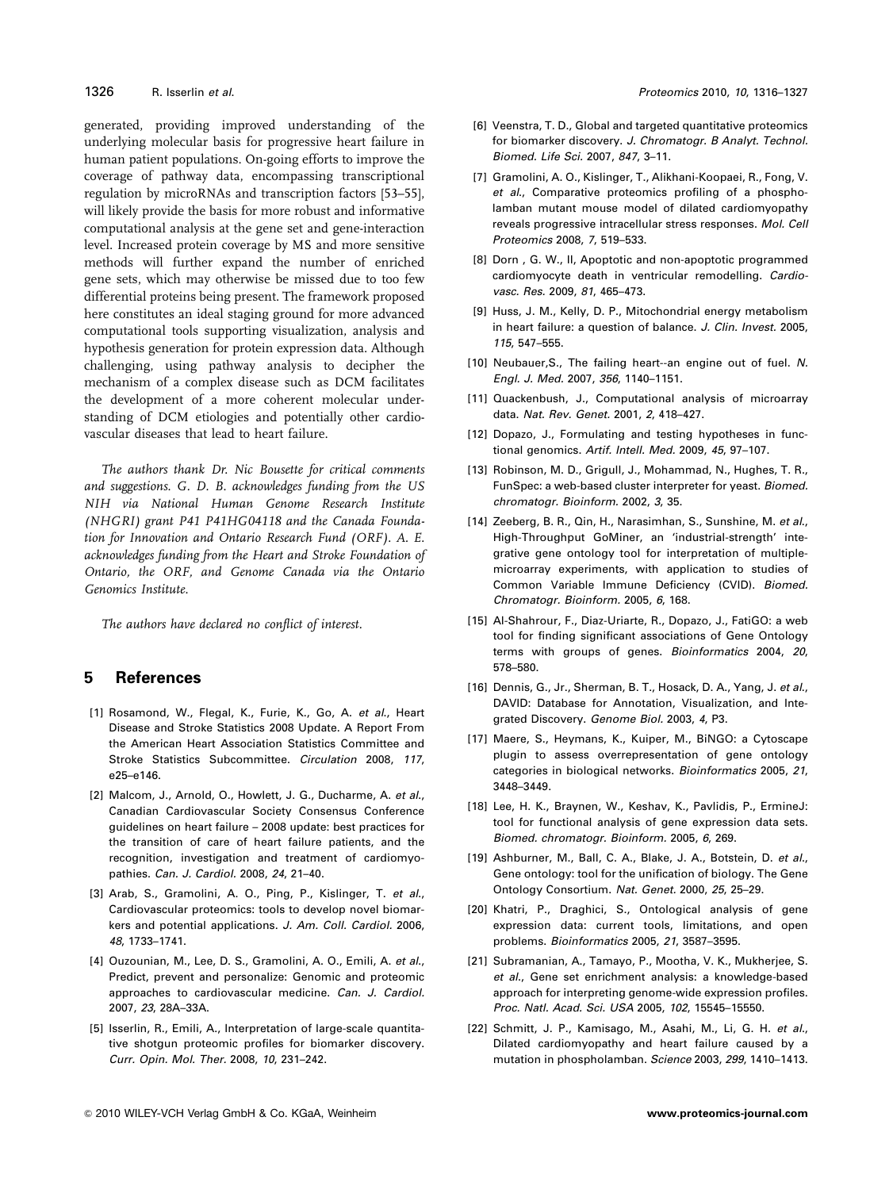generated, providing improved understanding of the underlying molecular basis for progressive heart failure in human patient populations. On-going efforts to improve the coverage of pathway data, encompassing transcriptional regulation by microRNAs and transcription factors [53–55], will likely provide the basis for more robust and informative computational analysis at the gene set and gene-interaction level. Increased protein coverage by MS and more sensitive methods will further expand the number of enriched gene sets, which may otherwise be missed due to too few differential proteins being present. The framework proposed here constitutes an ideal staging ground for more advanced computational tools supporting visualization, analysis and hypothesis generation for protein expression data. Although challenging, using pathway analysis to decipher the mechanism of a complex disease such as DCM facilitates the development of a more coherent molecular understanding of DCM etiologies and potentially other cardiovascular diseases that lead to heart failure.

*The authors thank Dr. Nic Bousette for critical comments and suggestions. G. D. B. acknowledges funding from the US NIH via National Human Genome Research Institute (NHGRI) grant P41 P41HG04118 and the Canada Foundation for Innovation and Ontario Research Fund (ORF). A. E. acknowledges funding from the Heart and Stroke Foundation of Ontario, the ORF, and Genome Canada via the Ontario Genomics Institute.*

*The authors have declared no conflict of interest.*

## 5 References

[1] Rosamond, W., Flegal, K., Furie, K., Go, A. *et al.*, Heart Disease and Stroke Statistics 2008 Update. A Report From the American Heart Association Statistics Committee and Stroke Statistics Subcommittee. *Circulation* 2008, *117*, e25–e146.

[2] Malcom, J., Arnold, O., Howlett, J. G., Ducharme, A. *et al.*, Canadian Cardiovascular Society Consensus Conference guidelines on heart failure – 2008 update: best practices for the transition of care of heart failure patients, and the recognition, investigation and treatment of cardiomyopathies. *Can. J. Cardiol.* 2008, *24*, 21–40.

[3] Arab, S., Gramolini, A. O., Ping, P., Kislinger, T. *et al.*, Cardiovascular proteomics: tools to develop novel biomarkers and potential applications. *J. Am. Coll. Cardiol.* 2006, *48*, 1733–1741.

[4] Ouzounian, M., Lee, D. S., Gramolini, A. O., Emili, A. *et al.*, Predict, prevent and personalize: Genomic and proteomic approaches to cardiovascular medicine. *Can. J. Cardiol.* 2007, *23*, 28A–33A.

[5] Isserlin, R., Emili, A., Interpretation of large-scale quantitative shotgun proteomic profiles for biomarker discovery. *Curr. Opin. Mol. Ther.* 2008, *10*, 231–242.

[6] Veenstra, T. D., Global and targeted quantitative proteomics for biomarker discovery. *J. Chromatogr. B Analyt. Technol. Biomed. Life Sci.* 2007, *847*, 3–11.

[7] Gramolini, A. O., Kislinger, T., Alikhani-Koopaei, R., Fong, V. *et al.*, Comparative proteomics profiling of a phospholamban mutant mouse model of dilated cardiomyopathy reveals progressive intracellular stress responses. *Mol. Cell Proteomics* 2008, *7*, 519–533.

[8] Dorn , G. W., II, Apoptotic and non-apoptotic programmed cardiomyocyte death in ventricular remodelling. *Cardiovasc. Res.* 2009, *81*, 465–473.

[9] Huss, J. M., Kelly, D. P., Mitochondrial energy metabolism in heart failure: a question of balance. *J. Clin. Invest.* 2005, *115*, 547–555.

[10] Neubauer,S., The failing heart--an engine out of fuel. *N. Engl. J. Med.* 2007, *356*, 1140–1151.

[11] Quackenbush, J., Computational analysis of microarray data. *Nat. Rev. Genet.* 2001, *2*, 418–427.

[12] Dopazo, J., Formulating and testing hypotheses in functional genomics. *Artif. Intell. Med.* 2009, *45*, 97–107.

[13] Robinson, M. D., Grigull, J., Mohammad, N., Hughes, T. R., FunSpec: a web-based cluster interpreter for yeast. *Biomed. chromatogr. Bioinform.* 2002, *3*, 35.

[14] Zeeberg, B. R., Qin, H., Narasimhan, S., Sunshine, M. *et al.*, High-Throughput GoMiner, an 'industrial-strength' integrative gene ontology tool for interpretation of multiple-microarray experiments, with application to studies of Common Variable Immune Deficiency (CVID). *Biomed. Chromatogr. Bioinform.* 2005, *6*, 168.

[15] Al-Shahrour, F., Diaz-Uriarte, R., Dopazo, J., FatiGO: a web tool for finding significant associations of Gene Ontology terms with groups of genes. *Bioinformatics* 2004, *20*, 578–580.

[16] Dennis, G., Jr., Sherman, B. T., Hosack, D. A., Yang, J. *et al.*, DAVID: Database for Annotation, Visualization, and Integrated Discovery. *Genome Biol.* 2003, *4*, P3.

[17] Maere, S., Heymans, K., Kuiper, M., BiNGO: a Cytoscape plugin to assess overrepresentation of gene ontology categories in biological networks. *Bioinformatics* 2005, *21*, 3448–3449.

[18] Lee, H. K., Braynen, W., Keshav, K., Pavlidis, P., ErmineJ: tool for functional analysis of gene expression data sets. *Biomed. chromatogr. Bioinform.* 2005, *6*, 269.

[19] Ashburner, M., Ball, C. A., Blake, J. A., Botstein, D. *et al.*, Gene ontology: tool for the unification of biology. The Gene Ontology Consortium. *Nat. Genet.* 2000, *25*, 25–29.

[20] Khatri, P., Draghici, S., Ontological analysis of gene expression data: current tools, limitations, and open problems. *Bioinformatics* 2005, *21*, 3587–3595.

[21] Subramanian, A., Tamayo, P., Mootha, V. K., Mukherjee, S. *et al.*, Gene set enrichment analysis: a knowledge-based approach for interpreting genome-wide expression profiles. *Proc. Natl. Acad. Sci. USA* 2005, *102*, 15545–15550.

[22] Schmitt, J. P., Kamisago, M., Asahi, M., Li, G. H. *et al.*, Dilated cardiomyopathy and heart failure caused by a mutation in phospholamban. *Science* 2003, *299*, 1410–1413.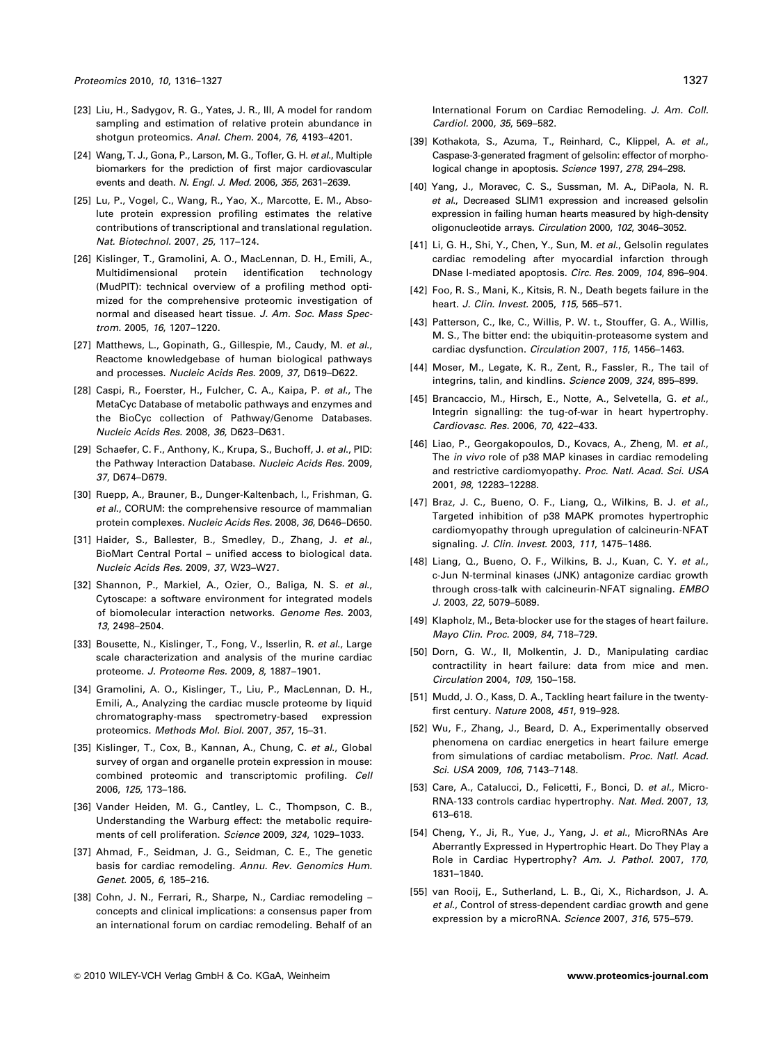[23] Liu, H., Sadygov, R. G., Yates, J. R., III, A model for random sampling and estimation of relative protein abundance in shotgun proteomics. *Anal. Chem.* 2004, *76*, 4193–4201.

[24] Wang, T. J., Gona, P., Larson, M. G., Tofler, G. H. *et al.*, Multiple biomarkers for the prediction of first major cardiovascular events and death. *N. Engl. J. Med.* 2006, *355*, 2631–2639.

[25] Lu, P., Vogel, C., Wang, R., Yao, X., Marcotte, E. M., Absolute protein expression profiling estimates the relative contributions of transcriptional and translational regulation. *Nat. Biotechnol.* 2007, *25*, 117–124.

[26] Kislinger, T., Gramolini, A. O., MacLennan, D. H., Emili, A., Multidimensional protein identification technology (MudPIT): technical overview of a profiling method optimized for the comprehensive proteomic investigation of normal and diseased heart tissue. *J. Am. Soc. Mass Spectrom.* 2005, *16*, 1207–1220.

[27] Matthews, L., Gopinath, G., Gillespie, M., Caudy, M. *et al.*, Reactome knowledgebase of human biological pathways and processes. *Nucleic Acids Res.* 2009, *37*, D619–D622.

[28] Caspi, R., Foerster, H., Fulcher, C. A., Kaipa, P. *et al.*, The MetaCyc Database of metabolic pathways and enzymes and the BioCyc collection of Pathway/Genome Databases. *Nucleic Acids Res.* 2008, *36*, D623–D631.

[29] Schaefer, C. F., Anthony, K., Krupa, S., Buchoff, J. *et al.*, PID: the Pathway Interaction Database. *Nucleic Acids Res.* 2009, *37*, D674–D679.

[30] Ruepp, A., Brauner, B., Dunger-Kaltenbach, I., Frishman, G. *et al.*, CORUM: the comprehensive resource of mammalian protein complexes. *Nucleic Acids Res.* 2008, *36*, D646–D650.

[31] Haider, S., Ballester, B., Smedley, D., Zhang, J. *et al.*, BioMart Central Portal – unified access to biological data. *Nucleic Acids Res.* 2009, *37*, W23–W27.

[32] Shannon, P., Markiel, A., Ozier, O., Baliga, N. S. *et al.*, Cytoscape: a software environment for integrated models of biomolecular interaction networks. *Genome Res.* 2003, *13*, 2498–2504.

[33] Bousette, N., Kislinger, T., Fong, V., Isserlin, R. *et al.*, Large scale characterization and analysis of the murine cardiac proteome. *J. Proteome Res.* 2009, *8*, 1887–1901.

[34] Gramolini, A. O., Kislinger, T., Liu, P., MacLennan, D. H., Emili, A., Analyzing the cardiac muscle proteome by liquid chromatography-mass spectrometry-based expression proteomics. *Methods Mol. Biol.* 2007, *357*, 15–31.

[35] Kislinger, T., Cox, B., Kannan, A., Chung, C. *et al.*, Global survey of organ and organelle protein expression in mouse: combined proteomic and transcriptomic profiling. *Cell* 2006, *125*, 173–186.

[36] Vander Heiden, M. G., Cantley, L. C., Thompson, C. B., Understanding the Warburg effect: the metabolic requirements of cell proliferation. *Science* 2009, *324*, 1029–1033.

[37] Ahmad, F., Seidman, J. G., Seidman, C. E., The genetic basis for cardiac remodeling. *Annu. Rev. Genomics Hum. Genet.* 2005, *6*, 185–216.

[38] Cohn, J. N., Ferrari, R., Sharpe, N., Cardiac remodeling – concepts and clinical implications: a consensus paper from an international forum on cardiac remodeling. Behalf of an International Forum on Cardiac Remodeling. *J. Am. Coll. Cardiol.* 2000, *35*, 569–582.

[39] Kothakota, S., Azuma, T., Reinhard, C., Klippel, A. *et al.*, Caspase-3-generated fragment of gelsolin: effector of morphological change in apoptosis. *Science* 1997, *278*, 294–298.

[40] Yang, J., Moravec, C. S., Sussman, M. A., DiPaola, N. R. *et al.*, Decreased SLIM1 expression and increased gelsolin expression in failing human hearts measured by high-density oligonucleotide arrays. *Circulation* 2000, *102*, 3046–3052.

[41] Li, G. H., Shi, Y., Chen, Y., Sun, M. *et al.*, Gelsolin regulates cardiac remodeling after myocardial infarction through DNase I-mediated apoptosis. *Circ. Res.* 2009, *104*, 896–904.

[42] Foo, R. S., Mani, K., Kitsis, R. N., Death begets failure in the heart. *J. Clin. Invest.* 2005, *115*, 565–571.

[43] Patterson, C., Ike, C., Willis, P. W. t., Stouffer, G. A., Willis, M. S., The bitter end: the ubiquitin-proteasome system and cardiac dysfunction. *Circulation* 2007, *115*, 1456–1463.

[44] Moser, M., Legate, K. R., Zent, R., Fassler, R., The tail of integrins, talin, and kindlins. *Science* 2009, *324*, 895–899.

[45] Brancaccio, M., Hirsch, E., Notte, A., Selvetella, G. *et al.*, Integrin signalling: the tug-of-war in heart hypertrophy. *Cardiovasc. Res.* 2006, *70*, 422–433.

[46] Liao, P., Georgakopoulos, D., Kovacs, A., Zheng, M. *et al.*, The *in vivo* role of p38 MAP kinases in cardiac remodeling and restrictive cardiomyopathy. *Proc. Natl. Acad. Sci. USA* 2001, *98*, 12283–12288.

[47] Braz, J. C., Bueno, O. F., Liang, Q., Wilkins, B. J. *et al.*, Targeted inhibition of p38 MAPK promotes hypertrophic cardiomyopathy through upregulation of calcineurin-NFAT signaling. *J. Clin. Invest.* 2003, *111*, 1475–1486.

[48] Liang, Q., Bueno, O. F., Wilkins, B. J., Kuan, C. Y. *et al.*, c-Jun N-terminal kinases (JNK) antagonize cardiac growth through cross-talk with calcineurin-NFAT signaling. *EMBO J.* 2003, *22*, 5079–5089.

[49] Klapholz, M., Beta-blocker use for the stages of heart failure. *Mayo Clin. Proc.* 2009, *84*, 718–729.

[50] Dorn, G. W., II, Molkentin, J. D., Manipulating cardiac contractility in heart failure: data from mice and men. *Circulation* 2004, *109*, 150–158.

[51] Mudd, J. O., Kass, D. A., Tackling heart failure in the twenty-first century. *Nature* 2008, *451*, 919–928.

[52] Wu, F., Zhang, J., Beard, D. A., Experimentally observed phenomena on cardiac energetics in heart failure emerge from simulations of cardiac metabolism. *Proc. Natl. Acad. Sci. USA* 2009, *106*, 7143–7148.

[53] Care, A., Catalucci, D., Felicetti, F., Bonci, D. *et al.*, MicroRNA-133 controls cardiac hypertrophy. *Nat. Med.* 2007, *13*, 613–618.

[54] Cheng, Y., Ji, R., Yue, J., Yang, J. *et al.*, MicroRNAs Are Aberrantly Expressed in Hypertrophic Heart. Do They Play a Role in Cardiac Hypertrophy? *Am. J. Pathol.* 2007, *170*, 1831–1840.

[55] van Rooij, E., Sutherland, L. B., Qi, X., Richardson, J. A. *et al.*, Control of stress-dependent cardiac growth and gene expression by a microRNA. *Science* 2007, *316*, 575–579.